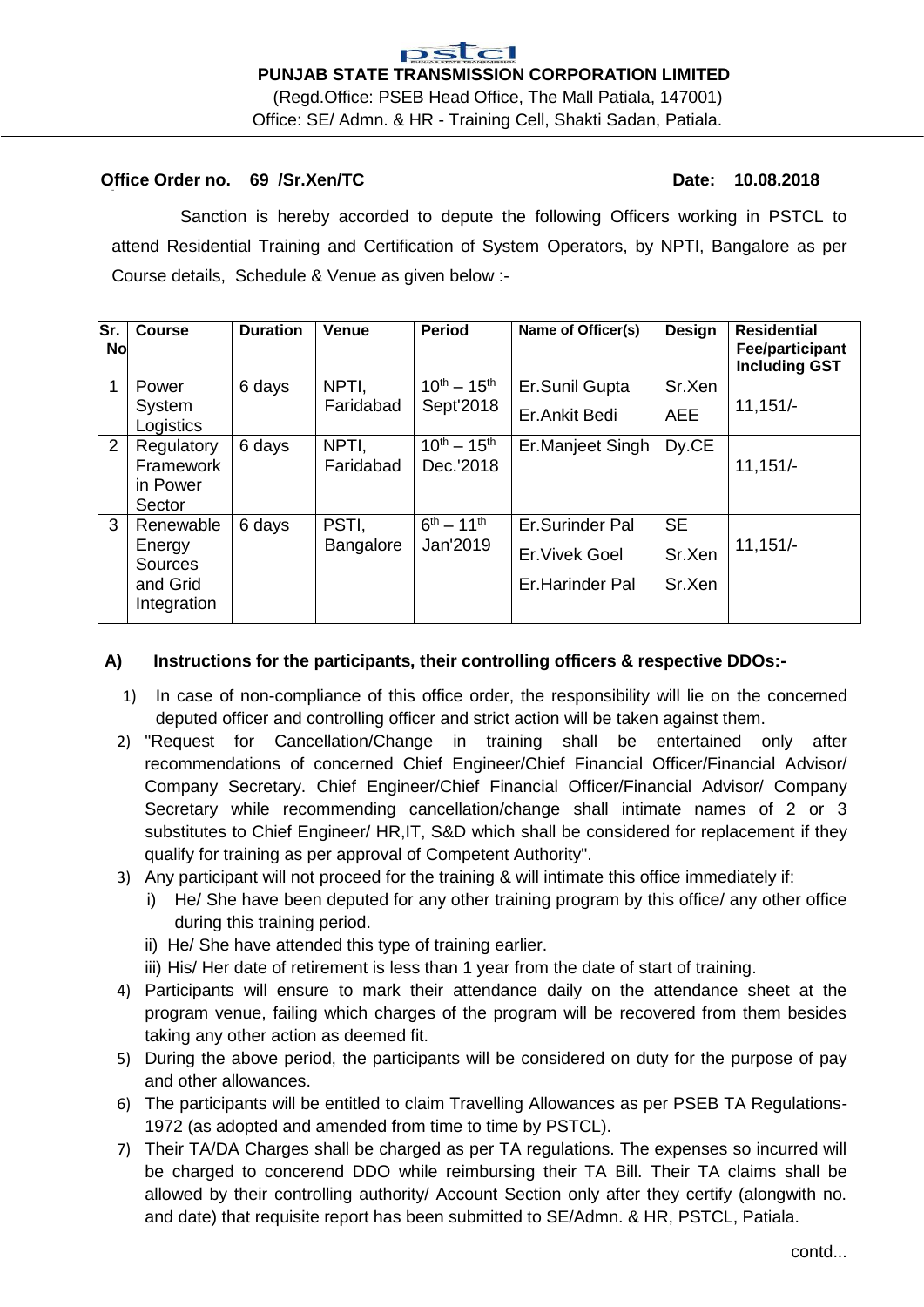**PUNJAB STATE TRANSMISSION CORPORATION LIMITED**

(Regd.Office: PSEB Head Office, The Mall Patiala, 147001)

Office: SE/ Admn. & HR - Training Cell, Shakti Sadan, Patiala.

**Office Order no. 69 /Sr.Xen/TC** **Date: 10.08.2018**

Sanction is hereby accorded to depute the following Officers working in PSTCL to attend Residential Training and Certification of System Operators, by NPTI, Bangalore as per Course details, Schedule & Venue as given below :-

| Sr. No | Course | Duration | Venue | Period | Name of Officer(s) | Design | Residential Fee/participant Including GST |
|---|---|---|---|---|---|---|---|
| 1 | Power System Logistics | 6 days | NPTI, Faridabad | 10th – 15th Sept'2018 | Er.Sunil Gupta<br>Er.Ankit Bedi | Sr.Xen<br>AEE | 11,151/- |
| 2 | Regulatory Framework in Power Sector | 6 days | NPTI, Faridabad | 10th – 15th Dec.'2018 | Er.Manjeet Singh | Dy.CE | 11,151/- |
| 3 | Renewable Energy Sources and Grid Integration | 6 days | PSTI, Bangalore | 6th – 11th Jan'2019 | Er.Surinder Pal<br>Er.Vivek Goel<br>Er.Harinder Pal | SE<br>Sr.Xen<br>Sr.Xen | 11,151/- |

**A) Instructions for the participants, their controlling officers & respective DDOs:-**

1) In case of non-compliance of this office order, the responsibility will lie on the concerned deputed officer and controlling officer and strict action will be taken against them.
2) "Request for Cancellation/Change in training shall be entertained only after recommendations of concerned Chief Engineer/Chief Financial Officer/Financial Advisor/ Company Secretary. Chief Engineer/Chief Financial Officer/Financial Advisor/ Company Secretary while recommending cancellation/change shall intimate names of 2 or 3 substitutes to Chief Engineer/ HR,IT, S&D which shall be considered for replacement if they qualify for training as per approval of Competent Authority".
3) Any participant will not proceed for the training & will intimate this office immediately if:
   i) He/ She have been deputed for any other training program by this office/ any other office during this training period.
   ii) He/ She have attended this type of training earlier.
   iii) His/ Her date of retirement is less than 1 year from the date of start of training.
4) Participants will ensure to mark their attendance daily on the attendance sheet at the program venue, failing which charges of the program will be recovered from them besides taking any other action as deemed fit.
5) During the above period, the participants will be considered on duty for the purpose of pay and other allowances.
6) The participants will be entitled to claim Travelling Allowances as per PSEB TA Regulations-1972 (as adopted and amended from time to time by PSTCL).
7) Their TA/DA Charges shall be charged as per TA regulations. The expenses so incurred will be charged to concerend DDO while reimbursing their TA Bill. Their TA claims shall be allowed by their controlling authority/ Account Section only after they certify (alongwith no. and date) that requisite report has been submitted to SE/Admn. & HR, PSTCL, Patiala.

contd...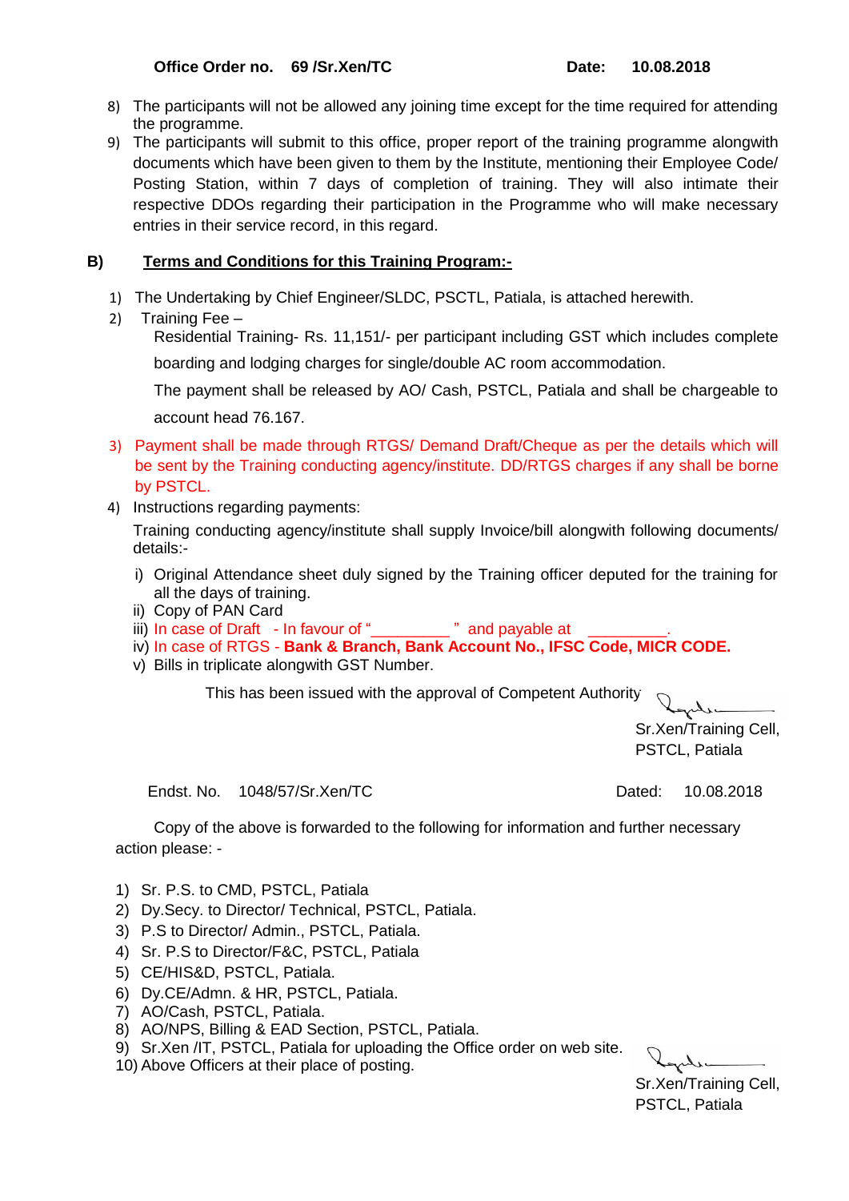**Office Order no. 69 /Sr.Xen/TC Date: 10.08.2018**

8) The participants will not be allowed any joining time except for the time required for attending the programme.
9) The participants will submit to this office, proper report of the training programme alongwith documents which have been given to them by the Institute, mentioning their Employee Code/ Posting Station, within 7 days of completion of training. They will also intimate their respective DDOs regarding their participation in the Programme who will make necessary entries in their service record, in this regard.

**B) Terms and Conditions for this Training Program:-**

1) The Undertaking by Chief Engineer/SLDC, PSCTL, Patiala, is attached herewith.
2) Training Fee –

   Residential Training- Rs. 11,151/- per participant including GST which includes complete boarding and lodging charges for single/double AC room accommodation.

   The payment shall be released by AO/ Cash, PSCTL, Patiala and shall be chargeable to account head 76.167.

3) Payment shall be made through RTGS/ Demand Draft/Cheque as per the details which will be sent by the Training conducting agency/institute. DD/RTGS charges if any shall be borne by PSCTL.
4) Instructions regarding payments:

   Training conducting agency/institute shall supply Invoice/bill alongwith following documents/ details:-

   i) Original Attendance sheet duly signed by the Training officer deputed for the training for all the days of training.
   ii) Copy of PAN Card
   iii) In case of Draft - In favour of "_________ " and payable at _________.
   iv) In case of RTGS - **Bank & Branch, Bank Account No., IFSC Code, MICR CODE.**
   v) Bills in triplicate alongwith GST Number.

This has been issued with the approval of Competent Authority

Sr.Xen/Training Cell,
PSTCL, Patiala

Endst. No. 1048/57/Sr.Xen/TC Dated: 10.08.2018

Copy of the above is forwarded to the following for information and further necessary action please: -

1) Sr. P.S. to CMD, PSTCL, Patiala
2) Dy.Secy. to Director/ Technical, PSTCL, Patiala.
3) P.S to Director/ Admin., PSTCL, Patiala.
4) Sr. P.S to Director/F&C, PSTCL, Patiala
5) CE/HIS&D, PSTCL, Patiala.
6) Dy.CE/Admn. & HR, PSTCL, Patiala.
7) AO/Cash, PSTCL, Patiala.
8) AO/NPS, Billing & EAD Section, PSTCL, Patiala.
9) Sr.Xen /IT, PSTCL, Patiala for uploading the Office order on web site.
10) Above Officers at their place of posting.

Sr.Xen/Training Cell,
PSTCL, Patiala